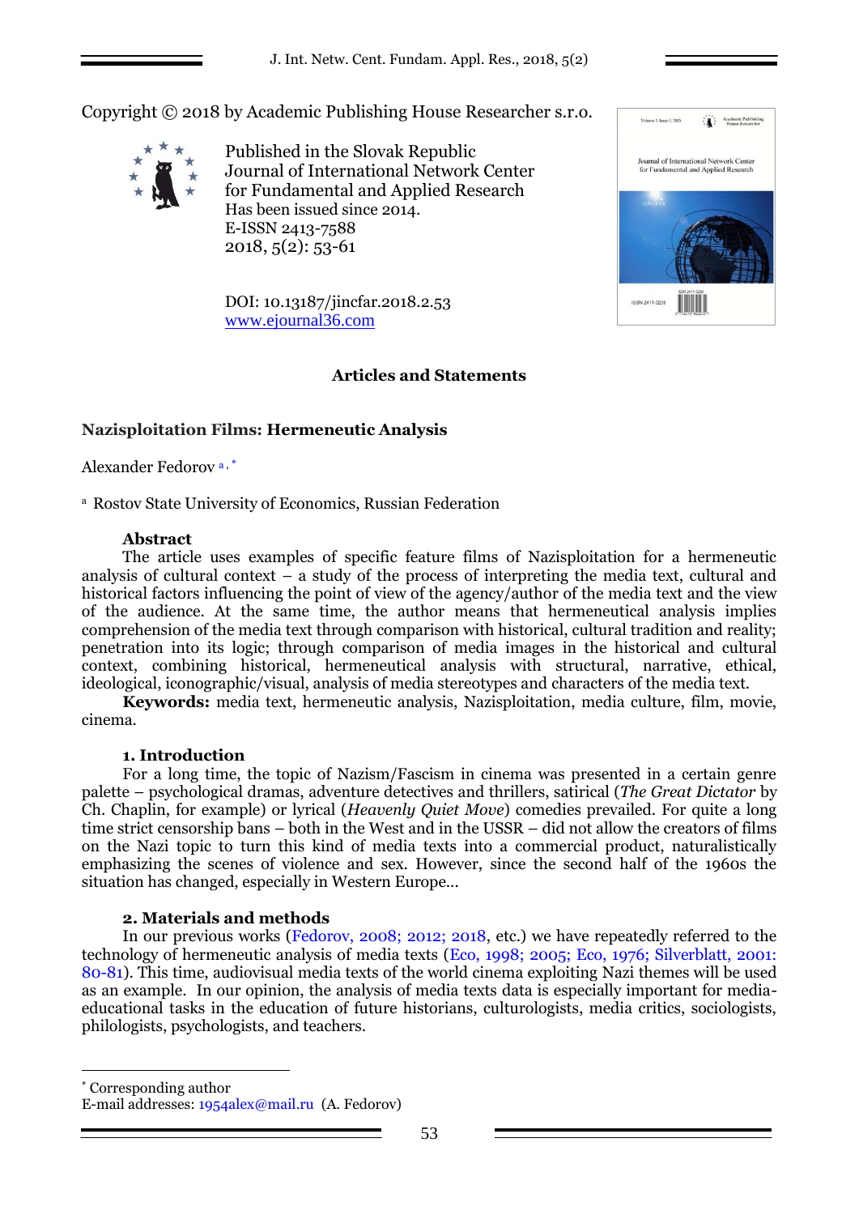Copyright © 2018 by Academic Publishing House Researcher s.r.o.

Published in the Slovak Republic
Journal of International Network Center for Fundamental and Applied Research
Has been issued since 2014.
E-ISSN 2413-7588
2018, 5(2): 53-61

DOI: 10.13187/jincfar.2018.2.53
www.ejournal36.com

**Articles and Statements**

# Nazisploitation Films: Hermeneutic Analysis

Alexander Fedorov [a,*]

[a] Rostov State University of Economics, Russian Federation

**Abstract**

The article uses examples of specific feature films of Nazisploitation for a hermeneutic analysis of cultural context – a study of the process of interpreting the media text, cultural and historical factors influencing the point of view of the agency/author of the media text and the view of the audience. At the same time, the author means that hermeneutical analysis implies comprehension of the media text through comparison with historical, cultural tradition and reality; penetration into its logic; through comparison of media images in the historical and cultural context, combining historical, hermeneutical analysis with structural, narrative, ethical, ideological, iconographic/visual, analysis of media stereotypes and characters of the media text.

**Keywords:** media text, hermeneutic analysis, Nazisploitation, media culture, film, movie, cinema.

## 1. Introduction

For a long time, the topic of Nazism/Fascism in cinema was presented in a certain genre palette – psychological dramas, adventure detectives and thrillers, satirical (*The Great Dictator* by Ch. Chaplin, for example) or lyrical (*Heavenly Quiet Move*) comedies prevailed. For quite a long time strict censorship bans – both in the West and in the USSR – did not allow the creators of films on the Nazi topic to turn this kind of media texts into a commercial product, naturalistically emphasizing the scenes of violence and sex. However, since the second half of the 1960s the situation has changed, especially in Western Europe...

## 2. Materials and methods

In our previous works (Fedorov, 2008; 2012; 2018, etc.) we have repeatedly referred to the technology of hermeneutic analysis of media texts (Eco, 1998; 2005; Eco, 1976; Silverblatt, 2001: 80-81). This time, audiovisual media texts of the world cinema exploiting Nazi themes will be used as an example. In our opinion, the analysis of media texts data is especially important for media-educational tasks in the education of future historians, culturologists, media critics, sociologists, philologists, psychologists, and teachers.

---

[*] Corresponding author
E-mail addresses: 1954alex@mail.ru (A. Fedorov)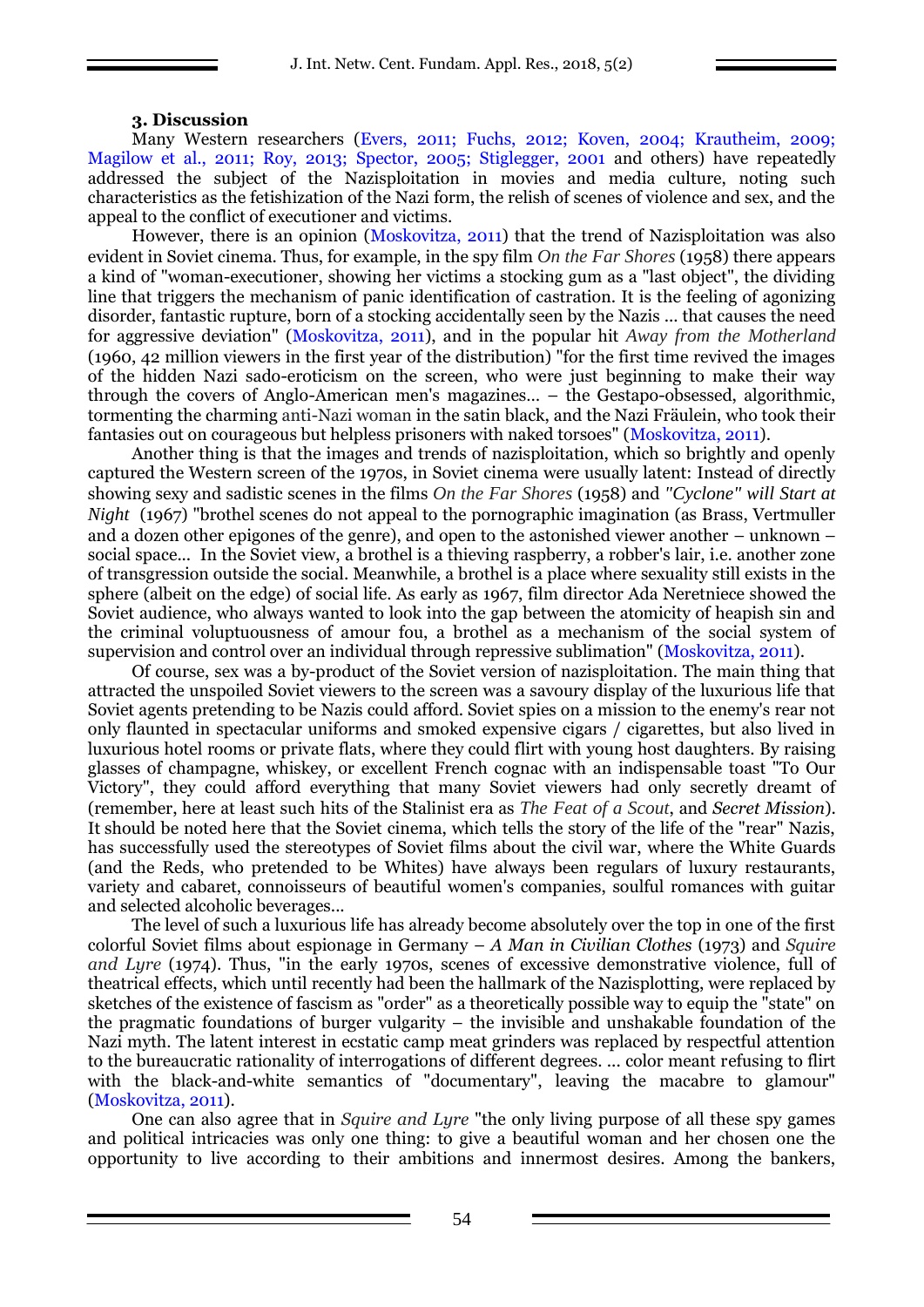### 3. Discussion

Many Western researchers (Evers, 2011; Fuchs, 2012; Koven, 2004; Krautheim, 2009; Magilow et al., 2011; Roy, 2013; Spector, 2005; Stiglegger, 2001 and others) have repeatedly addressed the subject of the Nazisploitation in movies and media culture, noting such characteristics as the fetishization of the Nazi form, the relish of scenes of violence and sex, and the appeal to the conflict of executioner and victims.

However, there is an opinion (Moskovitza, 2011) that the trend of Nazisploitation was also evident in Soviet cinema. Thus, for example, in the spy film *On the Far Shores* (1958) there appears a kind of "woman-executioner, showing her victims a stocking gum as a "last object", the dividing line that triggers the mechanism of panic identification of castration. It is the feeling of agonizing disorder, fantastic rupture, born of a stocking accidentally seen by the Nazis ... that causes the need for aggressive deviation" (Moskovitza, 2011), and in the popular hit *Away from the Motherland* (1960, 42 million viewers in the first year of the distribution) "for the first time revived the images of the hidden Nazi sado-eroticism on the screen, who were just beginning to make their way through the covers of Anglo-American men's magazines… – the Gestapo-obsessed, algorithmic, tormenting the charming anti-Nazi woman in the satin black, and the Nazi Fräulein, who took their fantasies out on courageous but helpless prisoners with naked torsoes" (Moskovitza, 2011).

Another thing is that the images and trends of nazisploitation, which so brightly and openly captured the Western screen of the 1970s, in Soviet cinema were usually latent: Instead of directly showing sexy and sadistic scenes in the films *On the Far Shores* (1958) and *"Cyclone" will Start at Night* (1967) "brothel scenes do not appeal to the pornographic imagination (as Brass, Vertmuller and a dozen other epigones of the genre), and open to the astonished viewer another – unknown – social space… In the Soviet view, a brothel is a thieving raspberry, a robber's lair, i.e. another zone of transgression outside the social. Meanwhile, a brothel is a place where sexuality still exists in the sphere (albeit on the edge) of social life. As early as 1967, film director Ada Neretniece showed the Soviet audience, who always wanted to look into the gap between the atomicity of heapish sin and the criminal voluptuousness of amour fou, a brothel as a mechanism of the social system of supervision and control over an individual through repressive sublimation" (Moskovitza, 2011).

Of course, sex was a by-product of the Soviet version of nazisploitation. The main thing that attracted the unspoiled Soviet viewers to the screen was a savoury display of the luxurious life that Soviet agents pretending to be Nazis could afford. Soviet spies on a mission to the enemy's rear not only flaunted in spectacular uniforms and smoked expensive cigars / cigarettes, but also lived in luxurious hotel rooms or private flats, where they could flirt with young host daughters. By raising glasses of champagne, whiskey, or excellent French cognac with an indispensable toast "To Our Victory", they could afford everything that many Soviet viewers had only secretly dreamt of (remember, here at least such hits of the Stalinist era as *The Feat of a Scout*, and *Secret Mission*). It should be noted here that the Soviet cinema, which tells the story of the life of the "rear" Nazis, has successfully used the stereotypes of Soviet films about the civil war, where the White Guards (and the Reds, who pretended to be Whites) have always been regulars of luxury restaurants, variety and cabaret, connoisseurs of beautiful women's companies, soulful romances with guitar and selected alcoholic beverages…

The level of such a luxurious life has already become absolutely over the top in one of the first colorful Soviet films about espionage in Germany – *A Man in Civilian Clothes* (1973) and *Squire and Lyre* (1974). Thus, "in the early 1970s, scenes of excessive demonstrative violence, full of theatrical effects, which until recently had been the hallmark of the Nazisplotting, were replaced by sketches of the existence of fascism as "order" as a theoretically possible way to equip the "state" on the pragmatic foundations of burger vulgarity – the invisible and unshakable foundation of the Nazi myth. The latent interest in ecstatic camp meat grinders was replaced by respectful attention to the bureaucratic rationality of interrogations of different degrees. ... color meant refusing to flirt with the black-and-white semantics of "documentary", leaving the macabre to glamour" (Moskovitza, 2011).

One can also agree that in *Squire and Lyre* "the only living purpose of all these spy games and political intricacies was only one thing: to give a beautiful woman and her chosen one the opportunity to live according to their ambitions and innermost desires. Among the bankers,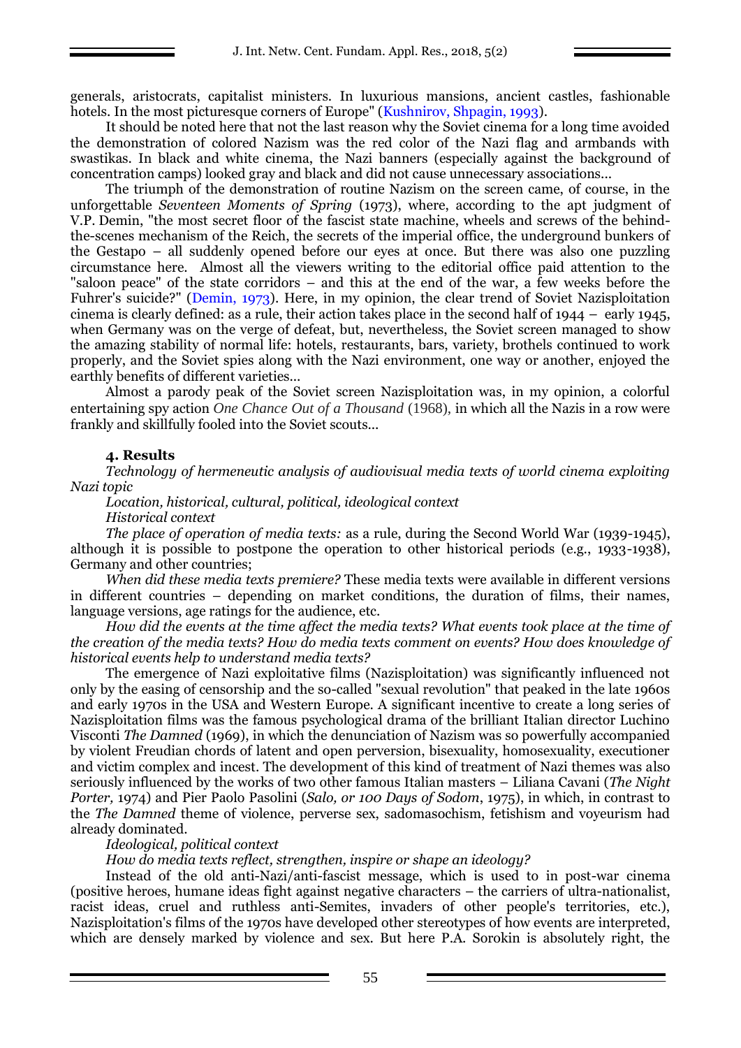generals, aristocrats, capitalist ministers. In luxurious mansions, ancient castles, fashionable hotels. In the most picturesque corners of Europe" (Kushnirov, Shpagin, 1993).

It should be noted here that not the last reason why the Soviet cinema for a long time avoided the demonstration of colored Nazism was the red color of the Nazi flag and armbands with swastikas. In black and white cinema, the Nazi banners (especially against the background of concentration camps) looked gray and black and did not cause unnecessary associations...

The triumph of the demonstration of routine Nazism on the screen came, of course, in the unforgettable *Seventeen Moments of Spring* (1973), where, according to the apt judgment of V.P. Demin, "the most secret floor of the fascist state machine, wheels and screws of the behind-the-scenes mechanism of the Reich, the secrets of the imperial office, the underground bunkers of the Gestapo – all suddenly opened before our eyes at once. But there was also one puzzling circumstance here. Almost all the viewers writing to the editorial office paid attention to the "saloon peace" of the state corridors – and this at the end of the war, a few weeks before the Fuhrer's suicide?" (Demin, 1973). Here, in my opinion, the clear trend of Soviet Nazisploitation cinema is clearly defined: as a rule, their action takes place in the second half of 1944 – early 1945, when Germany was on the verge of defeat, but, nevertheless, the Soviet screen managed to show the amazing stability of normal life: hotels, restaurants, bars, variety, brothels continued to work properly, and the Soviet spies along with the Nazi environment, one way or another, enjoyed the earthly benefits of different varieties...

Almost a parody peak of the Soviet screen Nazisploitation was, in my opinion, a colorful entertaining spy action *One Chance Out of a Thousand* (1968), in which all the Nazis in a row were frankly and skillfully fooled into the Soviet scouts...

## 4. Results

*Technology of hermeneutic analysis of audiovisual media texts of world cinema exploiting Nazi topic*

*Location, historical, cultural, political, ideological context*

*Historical context*

*The place of operation of media texts:* as a rule, during the Second World War (1939-1945), although it is possible to postpone the operation to other historical periods (e.g., 1933-1938), Germany and other countries;

*When did these media texts premiere?* These media texts were available in different versions in different countries – depending on market conditions, the duration of films, their names, language versions, age ratings for the audience, etc.

*How did the events at the time affect the media texts? What events took place at the time of the creation of the media texts? How do media texts comment on events? How does knowledge of historical events help to understand media texts?*

The emergence of Nazi exploitative films (Nazisploitation) was significantly influenced not only by the easing of censorship and the so-called "sexual revolution" that peaked in the late 1960s and early 1970s in the USA and Western Europe. A significant incentive to create a long series of Nazisploitation films was the famous psychological drama of the brilliant Italian director Luchino Visconti *The Damned* (1969), in which the denunciation of Nazism was so powerfully accompanied by violent Freudian chords of latent and open perversion, bisexuality, homosexuality, executioner and victim complex and incest. The development of this kind of treatment of Nazi themes was also seriously influenced by the works of two other famous Italian masters – Liliana Cavani (*The Night Porter,* 1974) and Pier Paolo Pasolini (*Salo, or 100 Days of Sodom*, 1975), in which, in contrast to the *The Damned* theme of violence, perverse sex, sadomasochism, fetishism and voyeurism had already dominated.

*Ideological, political context*

*How do media texts reflect, strengthen, inspire or shape an ideology?*

Instead of the old anti-Nazi/anti-fascist message, which is used to in post-war cinema (positive heroes, humane ideas fight against negative characters – the carriers of ultra-nationalist, racist ideas, cruel and ruthless anti-Semites, invaders of other people's territories, etc.), Nazisploitation's films of the 1970s have developed other stereotypes of how events are interpreted, which are densely marked by violence and sex. But here P.A. Sorokin is absolutely right, the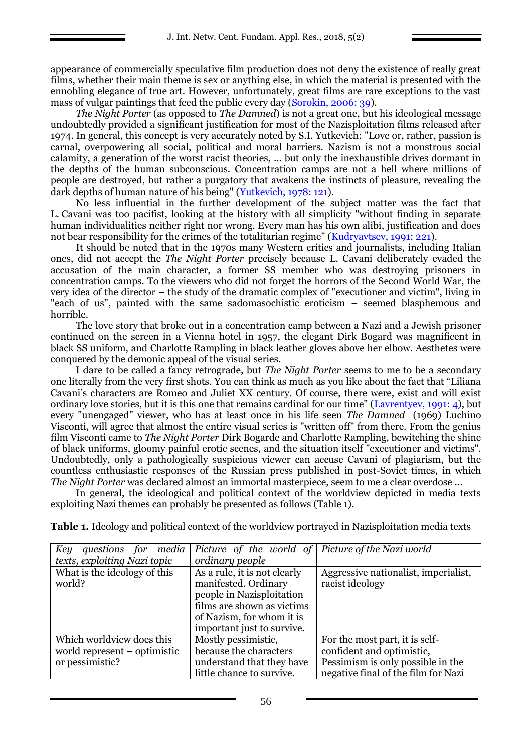appearance of commercially speculative film production does not deny the existence of really great films, whether their main theme is sex or anything else, in which the material is presented with the ennobling elegance of true art. However, unfortunately, great films are rare exceptions to the vast mass of vulgar paintings that feed the public every day (Sorokin, 2006: 39).

*The Night Porter* (as opposed to *The Damned*) is not a great one, but his ideological message undoubtedly provided a significant justification for most of the Nazisploitation films released after 1974. In general, this concept is very accurately noted by S.I. Yutkevich: "Love or, rather, passion is carnal, overpowering all social, political and moral barriers. Nazism is not a monstrous social calamity, a generation of the worst racist theories, ... but only the inexhaustible drives dormant in the depths of the human subconscious. Concentration camps are not a hell where millions of people are destroyed, but rather a purgatory that awakens the instincts of pleasure, revealing the dark depths of human nature of his being" (Yutkevich, 1978: 121).

No less influential in the further development of the subject matter was the fact that L. Cavani was too pacifist, looking at the history with all simplicity "without finding in separate human individualities neither right nor wrong. Every man has his own alibi, justification and does not bear responsibility for the crimes of the totalitarian regime" (Kudryavtsev, 1991: 221).

It should be noted that in the 1970s many Western critics and journalists, including Italian ones, did not accept the *The Night Porter* precisely because L. Cavani deliberately evaded the accusation of the main character, a former SS member who was destroying prisoners in concentration camps. To the viewers who did not forget the horrors of the Second World War, the very idea of the director – the study of the dramatic complex of "executioner and victim", living in "each of us", painted with the same sadomasochistic eroticism – seemed blasphemous and horrible.

The love story that broke out in a concentration camp between a Nazi and a Jewish prisoner continued on the screen in a Vienna hotel in 1957, the elegant Dirk Bogard was magnificent in black SS uniform, and Charlotte Rampling in black leather gloves above her elbow. Aesthetes were conquered by the demonic appeal of the visual series.

I dare to be called a fancy retrograde, but *The Night Porter* seems to me to be a secondary one literally from the very first shots. You can think as much as you like about the fact that "Liliana Cavani's characters are Romeo and Juliet XX century. Of course, there were, exist and will exist ordinary love stories, but it is this one that remains cardinal for our time" (Lavrentyev, 1991: 4), but every "unengaged" viewer, who has at least once in his life seen *The Damned* (1969) Luchino Visconti, will agree that almost the entire visual series is "written off" from there. From the genius film Visconti came to *The Night Porter* Dirk Bogarde and Charlotte Rampling, bewitching the shine of black uniforms, gloomy painful erotic scenes, and the situation itself "executioner and victims". Undoubtedly, only a pathologically suspicious viewer can accuse Cavani of plagiarism, but the countless enthusiastic responses of the Russian press published in post-Soviet times, in which *The Night Porter* was declared almost an immortal masterpiece, seem to me a clear overdose ...

In general, the ideological and political context of the worldview depicted in media texts exploiting Nazi themes can probably be presented as follows (Table 1).

**Table 1.** Ideology and political context of the worldview portrayed in Nazisploitation media texts

| *Key questions for media texts, exploiting Nazi topic* | *Picture of the world of ordinary people* | *Picture of the Nazi world* |
|---|---|---|
| What is the ideology of this world? | As a rule, it is not clearly manifested. Ordinary people in Nazisploitation films are shown as victims of Nazism, for whom it is important just to survive. | Aggressive nationalist, imperialist, racist ideology |
| Which worldview does this world represent – optimistic or pessimistic? | Mostly pessimistic, because the characters understand that they have little chance to survive. | For the most part, it is self-confident and optimistic, Pessimism is only possible in the negative final of the film for Nazi |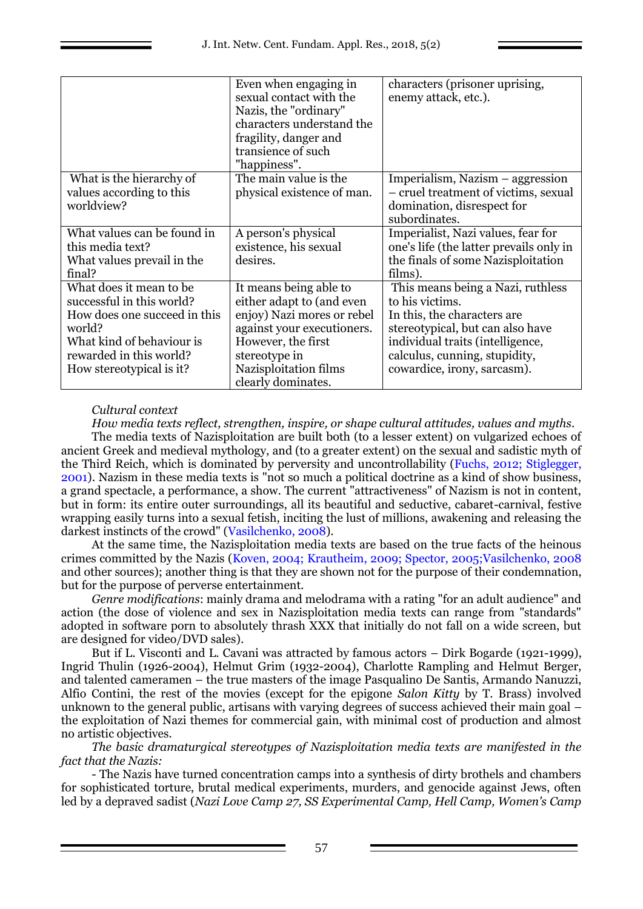|  |  |  |
|---|---|---|
|  | Even when engaging in sexual contact with the Nazis, the "ordinary" characters understand the fragility, danger and transience of such "happiness". | characters (prisoner uprising, enemy attack, etc.). |
| What is the hierarchy of values according to this worldview? | The main value is the physical existence of man. | Imperialism, Nazism – aggression – cruel treatment of victims, sexual domination, disrespect for subordinates. |
| What values can be found in this media text?<br>What values prevail in the final? | A person's physical existence, his sexual desires. | Imperialist, Nazi values, fear for one's life (the latter prevails only in the finals of some Nazisploitation films). |
| What does it mean to be successful in this world?<br>How does one succeed in this world?<br>What kind of behaviour is rewarded in this world?<br>How stereotypical is it? | It means being able to either adapt to (and even enjoy) Nazi mores or rebel against your executioners. However, the first stereotype in Nazisploitation films clearly dominates. | This means being a Nazi, ruthless to his victims.<br>In this, the characters are stereotypical, but can also have individual traits (intelligence, calculus, cunning, stupidity, cowardice, irony, sarcasm). |

*Cultural context*

*How media texts reflect, strengthen, inspire, or shape cultural attitudes, values and myths.*

The media texts of Nazisploitation are built both (to a lesser extent) on vulgarized echoes of ancient Greek and medieval mythology, and (to a greater extent) on the sexual and sadistic myth of the Third Reich, which is dominated by perversity and uncontrollability (Fuchs, 2012; Stiglegger, 2001). Nazism in these media texts is "not so much a political doctrine as a kind of show business, a grand spectacle, a performance, a show. The current "attractiveness" of Nazism is not in content, but in form: its entire outer surroundings, all its beautiful and seductive, cabaret-carnival, festive wrapping easily turns into a sexual fetish, inciting the lust of millions, awakening and releasing the darkest instincts of the crowd" (Vasilchenko, 2008).

At the same time, the Nazisploitation media texts are based on the true facts of the heinous crimes committed by the Nazis (Koven, 2004; Krautheim, 2009; Spector, 2005;Vasilchenko, 2008 and other sources); another thing is that they are shown not for the purpose of their condemnation, but for the purpose of perverse entertainment.

*Genre modifications*: mainly drama and melodrama with a rating "for an adult audience" and action (the dose of violence and sex in Nazisploitation media texts can range from "standards" adopted in software porn to absolutely thrash XXX that initially do not fall on a wide screen, but are designed for video/DVD sales).

But if L. Visconti and L. Cavani was attracted by famous actors – Dirk Bogarde (1921-1999), Ingrid Thulin (1926-2004), Helmut Grim (1932-2004), Charlotte Rampling and Helmut Berger, and talented cameramen – the true masters of the image Pasqualino De Santis, Armando Nanuzzi, Alfio Contini, the rest of the movies (except for the epigone *Salon Kitty* by T. Brass) involved unknown to the general public, artisans with varying degrees of success achieved their main goal – the exploitation of Nazi themes for commercial gain, with minimal cost of production and almost no artistic objectives.

*The basic dramaturgical stereotypes of Nazisploitation media texts are manifested in the fact that the Nazis:*

- The Nazis have turned concentration camps into a synthesis of dirty brothels and chambers for sophisticated torture, brutal medical experiments, murders, and genocide against Jews, often led by a depraved sadist (*Nazi Love Camp 27, SS Experimental Camp, Hell Camp, Women's Camp*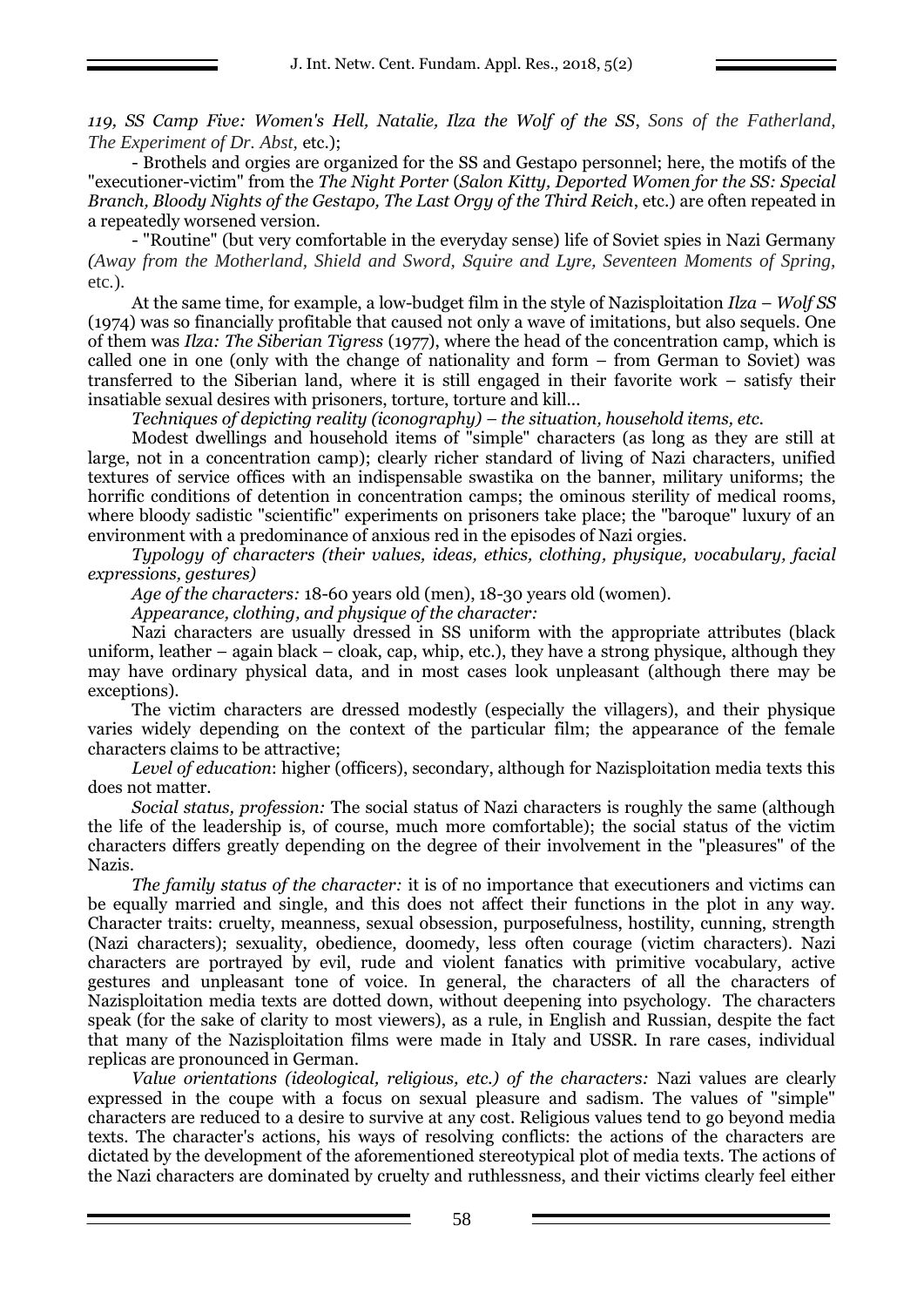*119, SS Camp Five: Women's Hell, Natalie, Ilza the Wolf of the SS*, *Sons of the Fatherland, The Experiment of Dr. Abst,* etc.);

- Brothels and orgies are organized for the SS and Gestapo personnel; here, the motifs of the "executioner-victim" from the *The Night Porter* (*Salon Kitty, Deported Women for the SS: Special Branch, Bloody Nights of the Gestapo, The Last Orgy of the Third Reich*, etc.) are often repeated in a repeatedly worsened version.

- "Routine" (but very comfortable in the everyday sense) life of Soviet spies in Nazi Germany *(Away from the Motherland, Shield and Sword, Squire and Lyre, Seventeen Moments of Spring,* etc.).

At the same time, for example, a low-budget film in the style of Nazisploitation *Ilza – Wolf SS* (1974) was so financially profitable that caused not only a wave of imitations, but also sequels. One of them was *Ilza: The Siberian Tigress* (1977), where the head of the concentration camp, which is called one in one (only with the change of nationality and form – from German to Soviet) was transferred to the Siberian land, where it is still engaged in their favorite work – satisfy their insatiable sexual desires with prisoners, torture, torture and kill...

*Techniques of depicting reality (iconography) – the situation, household items, etc.*

Modest dwellings and household items of "simple" characters (as long as they are still at large, not in a concentration camp); clearly richer standard of living of Nazi characters, unified textures of service offices with an indispensable swastika on the banner, military uniforms; the horrific conditions of detention in concentration camps; the ominous sterility of medical rooms, where bloody sadistic "scientific" experiments on prisoners take place; the "baroque" luxury of an environment with a predominance of anxious red in the episodes of Nazi orgies.

*Typology of characters (their values, ideas, ethics, clothing, physique, vocabulary, facial expressions, gestures)*

*Age of the characters:* 18-60 years old (men), 18-30 years old (women).

*Appearance, clothing, and physique of the character:*

Nazi characters are usually dressed in SS uniform with the appropriate attributes (black uniform, leather – again black – cloak, cap, whip, etc.), they have a strong physique, although they may have ordinary physical data, and in most cases look unpleasant (although there may be exceptions).

The victim characters are dressed modestly (especially the villagers), and their physique varies widely depending on the context of the particular film; the appearance of the female characters claims to be attractive;

*Level of education*: higher (officers), secondary, although for Nazisploitation media texts this does not matter.

*Social status, profession:* The social status of Nazi characters is roughly the same (although the life of the leadership is, of course, much more comfortable); the social status of the victim characters differs greatly depending on the degree of their involvement in the "pleasures" of the Nazis.

*The family status of the character:* it is of no importance that executioners and victims can be equally married and single, and this does not affect their functions in the plot in any way. Character traits: cruelty, meanness, sexual obsession, purposefulness, hostility, cunning, strength (Nazi characters); sexuality, obedience, doomedy, less often courage (victim characters). Nazi characters are portrayed by evil, rude and violent fanatics with primitive vocabulary, active gestures and unpleasant tone of voice. In general, the characters of all the characters of Nazisploitation media texts are dotted down, without deepening into psychology. The characters speak (for the sake of clarity to most viewers), as a rule, in English and Russian, despite the fact that many of the Nazisploitation films were made in Italy and USSR. In rare cases, individual replicas are pronounced in German.

*Value orientations (ideological, religious, etc.) of the characters:* Nazi values are clearly expressed in the coupe with a focus on sexual pleasure and sadism. The values of "simple" characters are reduced to a desire to survive at any cost. Religious values tend to go beyond media texts. The character's actions, his ways of resolving conflicts: the actions of the characters are dictated by the development of the aforementioned stereotypical plot of media texts. The actions of the Nazi characters are dominated by cruelty and ruthlessness, and their victims clearly feel either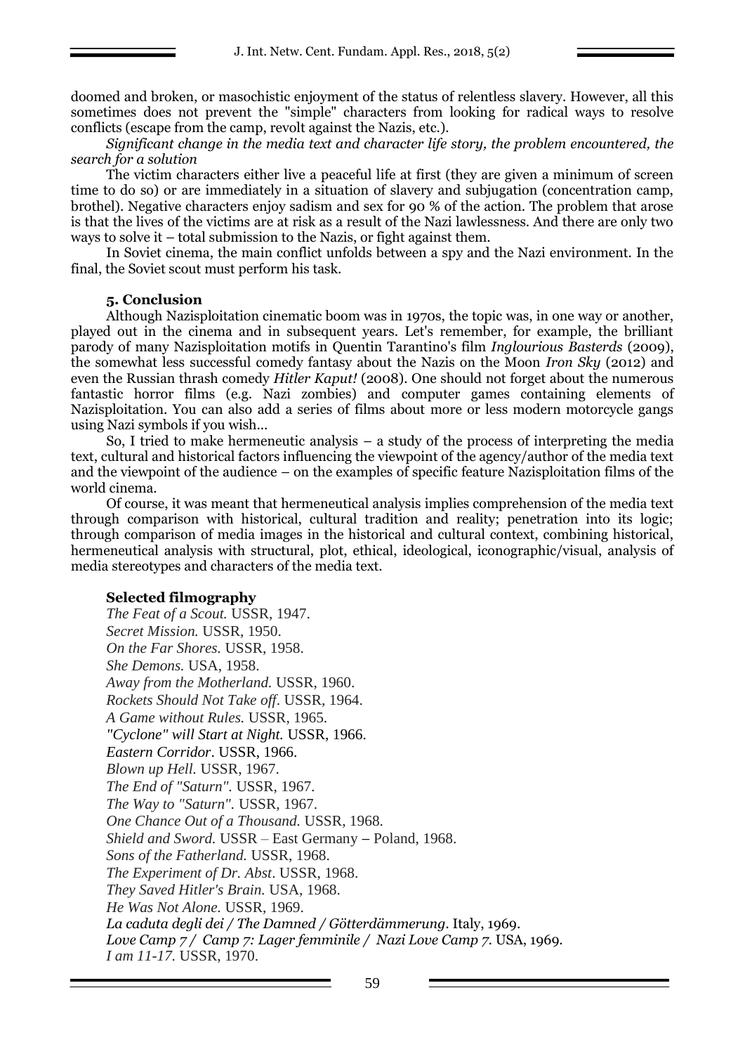doomed and broken, or masochistic enjoyment of the status of relentless slavery. However, all this sometimes does not prevent the "simple" characters from looking for radical ways to resolve conflicts (escape from the camp, revolt against the Nazis, etc.).

*Significant change in the media text and character life story, the problem encountered, the search for a solution*

The victim characters either live a peaceful life at first (they are given a minimum of screen time to do so) or are immediately in a situation of slavery and subjugation (concentration camp, brothel). Negative characters enjoy sadism and sex for 90 % of the action. The problem that arose is that the lives of the victims are at risk as a result of the Nazi lawlessness. And there are only two ways to solve it – total submission to the Nazis, or fight against them.

In Soviet cinema, the main conflict unfolds between a spy and the Nazi environment. In the final, the Soviet scout must perform his task.

## 5. Conclusion

Although Nazisploitation cinematic boom was in 1970s, the topic was, in one way or another, played out in the cinema and in subsequent years. Let's remember, for example, the brilliant parody of many Nazisploitation motifs in Quentin Tarantino's film *Inglourious Basterds* (2009), the somewhat less successful comedy fantasy about the Nazis on the Moon *Iron Sky* (2012) and even the Russian thrash comedy *Hitler Kaput!* (2008). One should not forget about the numerous fantastic horror films (e.g. Nazi zombies) and computer games containing elements of Nazisploitation. You can also add a series of films about more or less modern motorcycle gangs using Nazi symbols if you wish...

So, I tried to make hermeneutic analysis – a study of the process of interpreting the media text, cultural and historical factors influencing the viewpoint of the agency/author of the media text and the viewpoint of the audience – on the examples of specific feature Nazisploitation films of the world cinema.

Of course, it was meant that hermeneutical analysis implies comprehension of the media text through comparison with historical, cultural tradition and reality; penetration into its logic; through comparison of media images in the historical and cultural context, combining historical, hermeneutical analysis with structural, plot, ethical, ideological, iconographic/visual, analysis of media stereotypes and characters of the media text.

## Selected filmography

*The Feat of a Scout.* USSR, 1947.
*Secret Mission.* USSR, 1950.
*On the Far Shores.* USSR, 1958.
*She Demons.* USA, 1958.
*Away from the Motherland.* USSR, 1960.
*Rockets Should Not Take off*. USSR, 1964.
*A Game without Rules.* USSR, 1965.
*"Cyclone" will Start at Night.* USSR, 1966.
*Eastern Corridor*. USSR, 1966.
*Blown up Hell.* USSR, 1967.
*The End of "Saturn"*. USSR, 1967.
*The Way to "Saturn"*. USSR, 1967.
*One Chance Out of a Thousand.* USSR, 1968.
*Shield and Sword.* USSR – East Germany – Poland, 1968.
*Sons of the Fatherland.* USSR, 1968.
*The Experiment of Dr. Abst*. USSR, 1968.
*They Saved Hitler's Brain.* USA, 1968.
*He Was Not Alone.* USSR, 1969.
*La caduta degli dei / The Damned / Götterdämmerung*. Italy, 1969.
*Love Camp 7 / Camp 7: Lager femminile / Nazi Love Camp 7.* USA, 1969.
*I am 11-17.* USSR, 1970.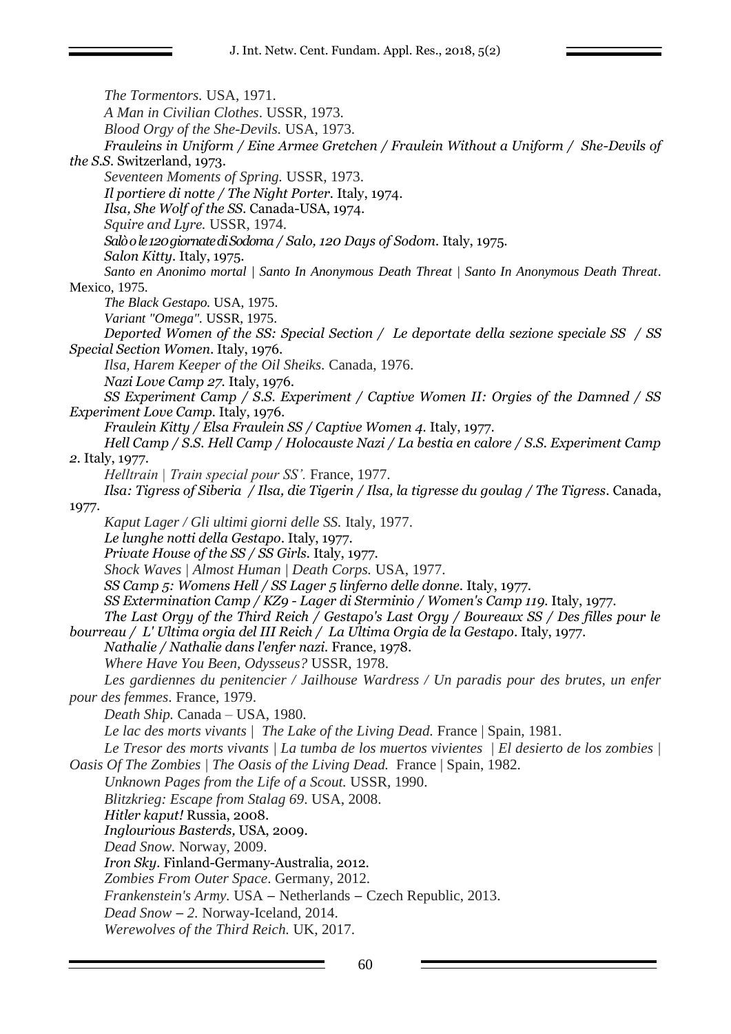*The Tormentors.* USA, 1971.

*A Man in Civilian Clothes*. USSR, 1973.

*Blood Orgy of the She-Devils.* USA, 1973.

*Frauleins in Uniform / Eine Armee Gretchen / Fraulein Without a Uniform / She-Devils of the S.S.* Switzerland, 1973.

*Seventeen Moments of Spring.* USSR, 1973.

*Il portiere di notte / The Night Porter.* Italy, 1974.

*Ilsa, She Wolf of the SS.* Canada-USA, 1974.

*Squire and Lyre.* USSR, 1974.

*Salò o le 120 giornate di Sodoma / Salo, 120 Days of Sodom.* Italy, 1975.

*Salon Kitty.* Italy, 1975.

*Santo en Anonimo mortal | Santo In Anonymous Death Threat | Santo In Anonymous Death Threat*. Mexico, 1975.

*The Black Gestapo.* USA, 1975.

*Variant "Omega".* USSR, 1975.

*Deported Women of the SS: Special Section / Le deportate della sezione speciale SS / SS Special Section Women.* Italy, 1976.

*Ilsa, Harem Keeper of the Oil Sheiks.* Canada, 1976.

*Nazi Love Camp 27.* Italy, 1976.

*SS Experiment Camp / S.S. Experiment / Captive Women II: Orgies of the Damned / SS Experiment Love Camp.* Italy, 1976.

*Fraulein Kitty / Elsa Fraulein SS / Captive Women 4.* Italy, 1977.

*Hell Camp / S.S. Hell Camp / Holocauste Nazi / La bestia en calore / S.S. Experiment Camp 2.* Italy, 1977.

*Helltrain | Train special pour SS'.* France, 1977.

*Ilsa: Tigress of Siberia / Ilsa, die Tigerin / Ilsa, la tigresse du goulag / The Tigress.* Canada, 1977.

*Kaput Lager / Gli ultimi giorni delle SS.* Italy, 1977.

*Le lunghe notti della Gestapo.* Italy, 1977.

*Private House of the SS / SS Girls.* Italy, 1977.

*Shock Waves | Almost Human | Death Corps.* USA, 1977.

*SS Camp 5: Womens Hell / SS Lager 5 linferno delle donne.* Italy, 1977.

*SS Extermination Camp / KZ9 - Lager di Sterminio / Women's Camp 119.* Italy, 1977.

*The Last Orgy of the Third Reich / Gestapo's Last Orgy / Boureaux SS / Des filles pour le bourreau / L' Ultima orgia del III Reich / La Ultima Orgia de la Gestapo.* Italy, 1977.

*Nathalie / Nathalie dans l'enfer nazi.* France, 1978.

*Where Have You Been, Odysseus?* USSR, 1978.

*Les gardiennes du penitencier / Jailhouse Wardress / Un paradis pour des brutes, un enfer pour des femmes.* France, 1979.

*Death Ship.* Canada – USA, 1980.

*Le lac des morts vivants | The Lake of the Living Dead.* France | Spain, 1981.

*Le Tresor des morts vivants | La tumba de los muertos vivientes | El desierto de los zombies | Oasis Of The Zombies | The Oasis of the Living Dead.* France | Spain, 1982.

*Unknown Pages from the Life of a Scout.* USSR, 1990.

*Blitzkrieg: Escape from Stalag 69.* USA, 2008.

*Hitler kaput!* Russia, 2008.

*Inglourious Basterds,* USA, 2009.

*Dead Snow.* Norway, 2009.

*Iron Sky.* Finland-Germany-Australia, 2012.

*Zombies From Outer Space.* Germany, 2012.

*Frankenstein's Army.* USA – Netherlands – Czech Republic, 2013.

*Dead Snow – 2.* Norway-Iceland, 2014.

*Werewolves of the Third Reich.* UK, 2017.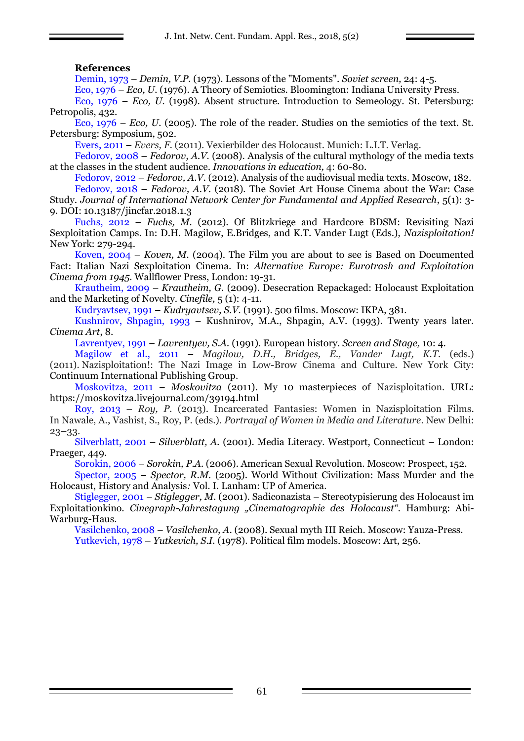**References**

Demin, 1973 – *Demin, V.P.* (1973). Lessons of the "Moments". *Soviet screen,* 24: 4-5.

Eco, 1976 – *Eco, U.* (1976). A Theory of Semiotics. Bloomington: Indiana University Press.

Eco, 1976 – *Eco, U.* (1998). Absent structure. Introduction to Semeology. St. Petersburg: Petropolis, 432.

Eco, 1976 – *Eco, U.* (2005). The role of the reader. Studies on the semiotics of the text. St. Petersburg: Symposium, 502.

Evers, 2011 – *Evers, F.* (2011). Vexierbilder des Holocaust. Munich: L.I.T. Verlag.

Fedorov, 2008 – *Fedorov, A.V.* (2008). Analysis of the cultural mythology of the media texts at the classes in the student audience. *Innovations in education,* 4: 60-80.

Fedorov, 2012 – *Fedorov, A.V.* (2012). Analysis of the audiovisual media texts. Moscow, 182.

Fedorov, 2018 – *Fedorov, A.V.* (2018). The Soviet Art House Cinema about the War: Case Study. *Journal of International Network Center for Fundamental and Applied Research*, 5(1): 3-9. DOI: 10.13187/jincfar.2018.1.3

Fuchs, 2012 – *Fuchs, M.* (2012). Of Blitzkriege and Hardcore BDSM: Revisiting Nazi Sexploitation Camps. In: D.H. Magilow, E.Bridges, and K.T. Vander Lugt (Eds.), *Nazisploitation!* New York: 279-294.

Koven, 2004 – *Koven, M.* (2004). The Film you are about to see is Based on Documented Fact: Italian Nazi Sexploitation Cinema. In: *Alternative Europe: Eurotrash and Exploitation Cinema from 1945.* Wallflower Press, London: 19-31.

Krautheim, 2009 – *Krautheim, G.* (2009). Desecration Repackaged: Holocaust Exploitation and the Marketing of Novelty. *Cinefile,* 5 (1): 4-11.

Kudryavtsev, 1991 – *Kudryavtsev, S.V.* (1991). 500 films. Moscow: IKPA, 381.

Kushnirov, Shpagin, 1993 – Kushnirov, M.A., Shpagin, A.V. (1993). Twenty years later. *Cinema Art*, 8.

Lavrentyev, 1991 – *Lavrentyev, S.A.* (1991). European history. *Screen and Stage,* 10: 4.

Magilow et al., 2011 – *Magilow, D.H., Bridges, E., Vander Lugt, K.T.* (eds.) (2011). Nazisploitation!: The Nazi Image in Low-Brow Cinema and Culture. New York City: Continuum International Publishing Group.

Moskovitza, 2011 – *Moskovitza* (2011). My 10 masterpieces of Nazisploitation. URL: https://moskovitza.livejournal.com/39194.html

Roy, 2013 – *Roy, P.* (2013). Incarcerated Fantasies: Women in Nazisploitation Films. In Nawale, A., Vashist, S., Roy, P. (eds.). *Portrayal of Women in Media and Literature*. New Delhi: 23–33.

Silverblatt, 2001 – *Silverblatt, A.* (2001). Media Literacy. Westport, Connecticut – London: Praeger, 449.

Sorokin, 2006 – *Sorokin, P.A.* (2006). American Sexual Revolution. Moscow: Prospect, 152.

Spector, 2005 – *Spector, R.M.* (2005). World Without Civilization: Mass Murder and the Holocaust, History and Analysis*:* Vol. I. Lanham: UP of America.

Stiglegger, 2001 – *Stiglegger, M.* (2001). Sadiconazista – Stereotypisierung des Holocaust im Exploitationkino. *Cinegraph-Jahrestagung „Cinematographie des Holocaust".* Hamburg: Abi-Warburg-Haus.

Vasilchenko, 2008 – *Vasilchenko, A.* (2008). Sexual myth III Reich. Moscow: Yauza-Press.

Yutkevich, 1978 – *Yutkevich, S.I.* (1978). Political film models. Moscow: Art, 256.